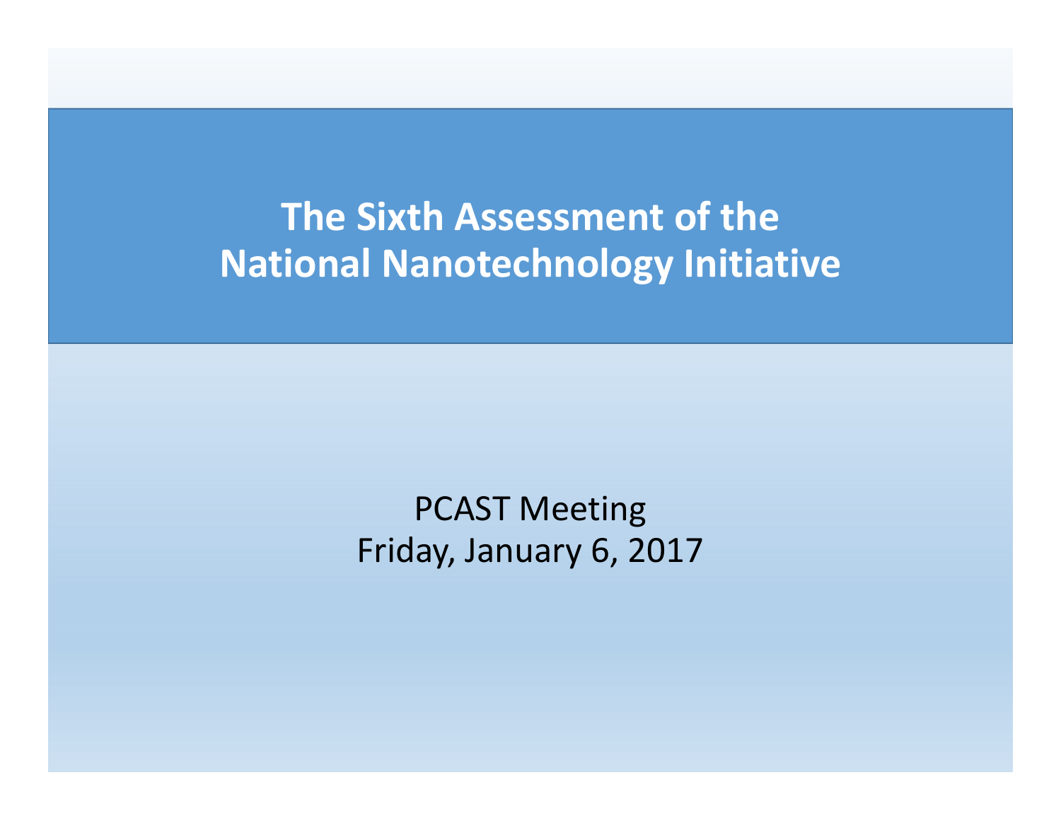# The Sixth Assessment of the National Nanotechnology Initiative

PCAST Meeting
Friday, January 6, 2017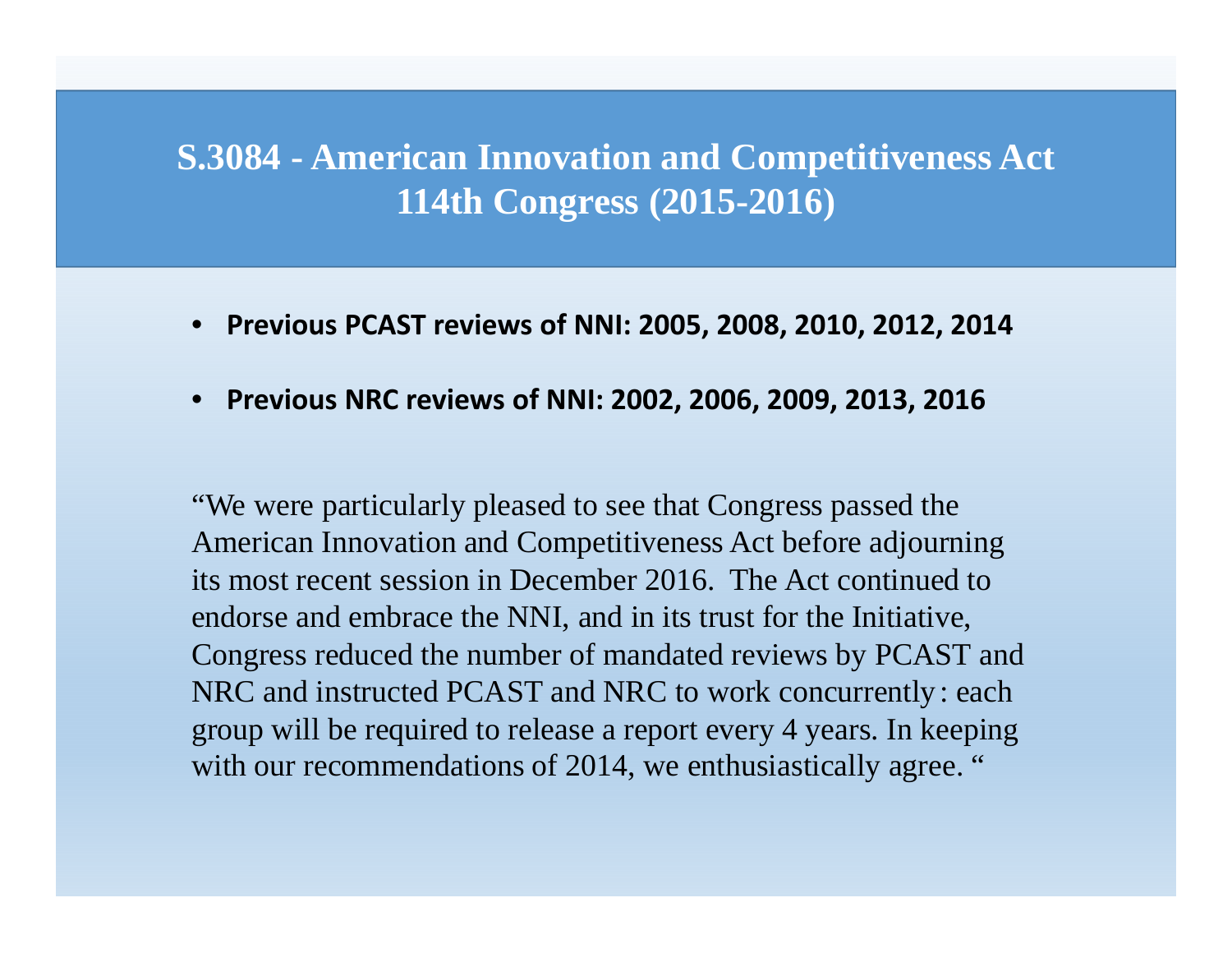# S.3084 - American Innovation and Competitiveness Act 114th Congress (2015-2016)

- **Previous PCAST reviews of NNI: 2005, 2008, 2010, 2012, 2014**
- **Previous NRC reviews of NNI: 2002, 2006, 2009, 2013, 2016**

"We were particularly pleased to see that Congress passed the American Innovation and Competitiveness Act before adjourning its most recent session in December 2016. The Act continued to endorse and embrace the NNI, and in its trust for the Initiative, Congress reduced the number of mandated reviews by PCAST and NRC and instructed PCAST and NRC to work concurrently: each group will be required to release a report every 4 years. In keeping with our recommendations of 2014, we enthusiastically agree. "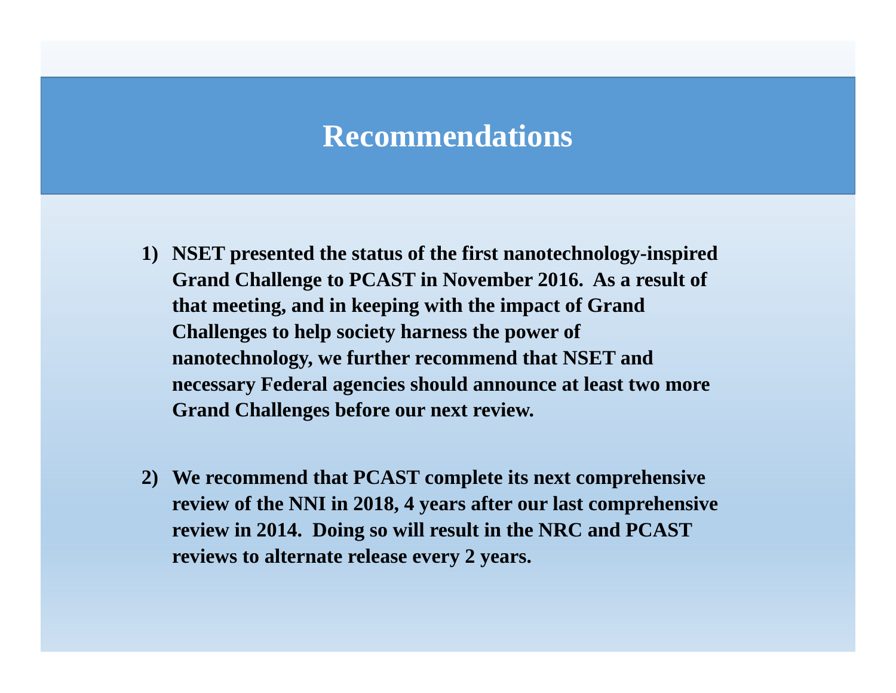# Recommendations

1) **NSET presented the status of the first nanotechnology-inspired Grand Challenge to PCAST in November 2016. As a result of that meeting, and in keeping with the impact of Grand Challenges to help society harness the power of nanotechnology, we further recommend that NSET and necessary Federal agencies should announce at least two more Grand Challenges before our next review.**

2) **We recommend that PCAST complete its next comprehensive review of the NNI in 2018, 4 years after our last comprehensive review in 2014. Doing so will result in the NRC and PCAST reviews to alternate release every 2 years.**